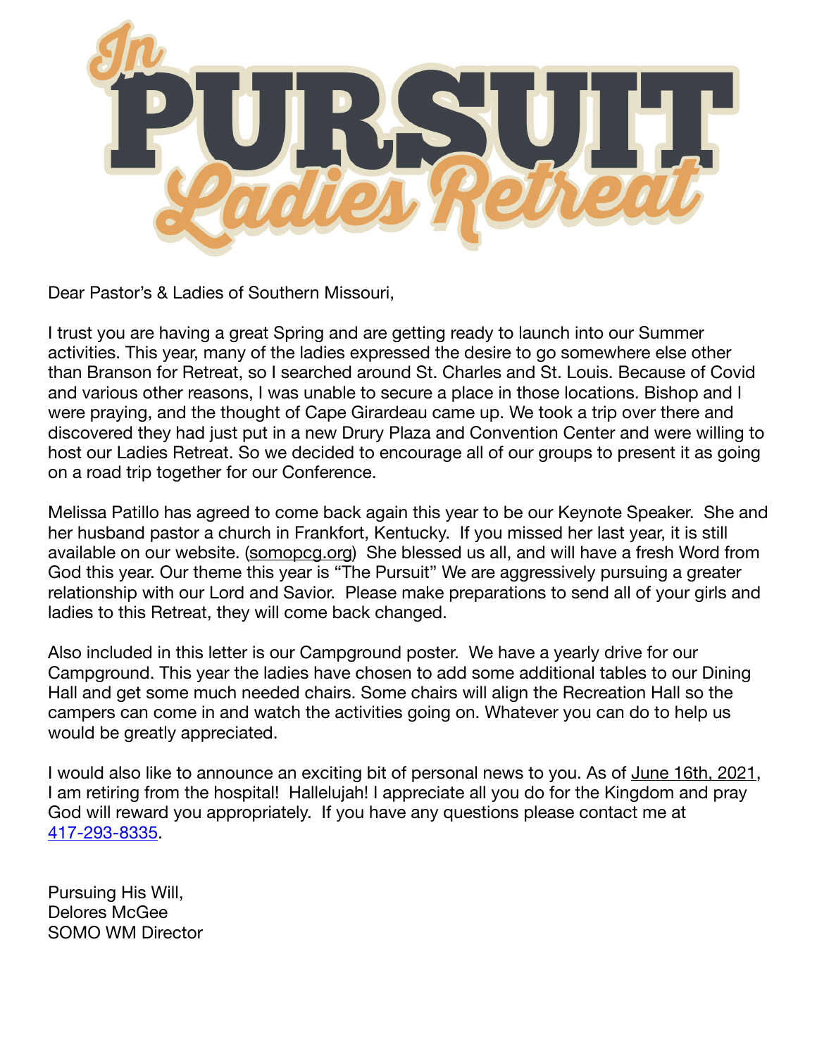# In PURSUIT Ladies Retreat

Dear Pastor's & Ladies of Southern Missouri,

I trust you are having a great Spring and are getting ready to launch into our Summer activities. This year, many of the ladies expressed the desire to go somewhere else other than Branson for Retreat, so I searched around St. Charles and St. Louis. Because of Covid and various other reasons, I was unable to secure a place in those locations. Bishop and I were praying, and the thought of Cape Girardeau came up. We took a trip over there and discovered they had just put in a new Drury Plaza and Convention Center and were willing to host our Ladies Retreat. So we decided to encourage all of our groups to present it as going on a road trip together for our Conference.

Melissa Patillo has agreed to come back again this year to be our Keynote Speaker. She and her husband pastor a church in Frankfort, Kentucky. If you missed her last year, it is still available on our website. (somopcg.org) She blessed us all, and will have a fresh Word from God this year. Our theme this year is "The Pursuit" We are aggressively pursuing a greater relationship with our Lord and Savior. Please make preparations to send all of your girls and ladies to this Retreat, they will come back changed.

Also included in this letter is our Campground poster. We have a yearly drive for our Campground. This year the ladies have chosen to add some additional tables to our Dining Hall and get some much needed chairs. Some chairs will align the Recreation Hall so the campers can come in and watch the activities going on. Whatever you can do to help us would be greatly appreciated.

I would also like to announce an exciting bit of personal news to you. As of June 16th, 2021, I am retiring from the hospital! Hallelujah! I appreciate all you do for the Kingdom and pray God will reward you appropriately. If you have any questions please contact me at 417-293-8335.

Pursuing His Will,  
Delores McGee  
SOMO WM Director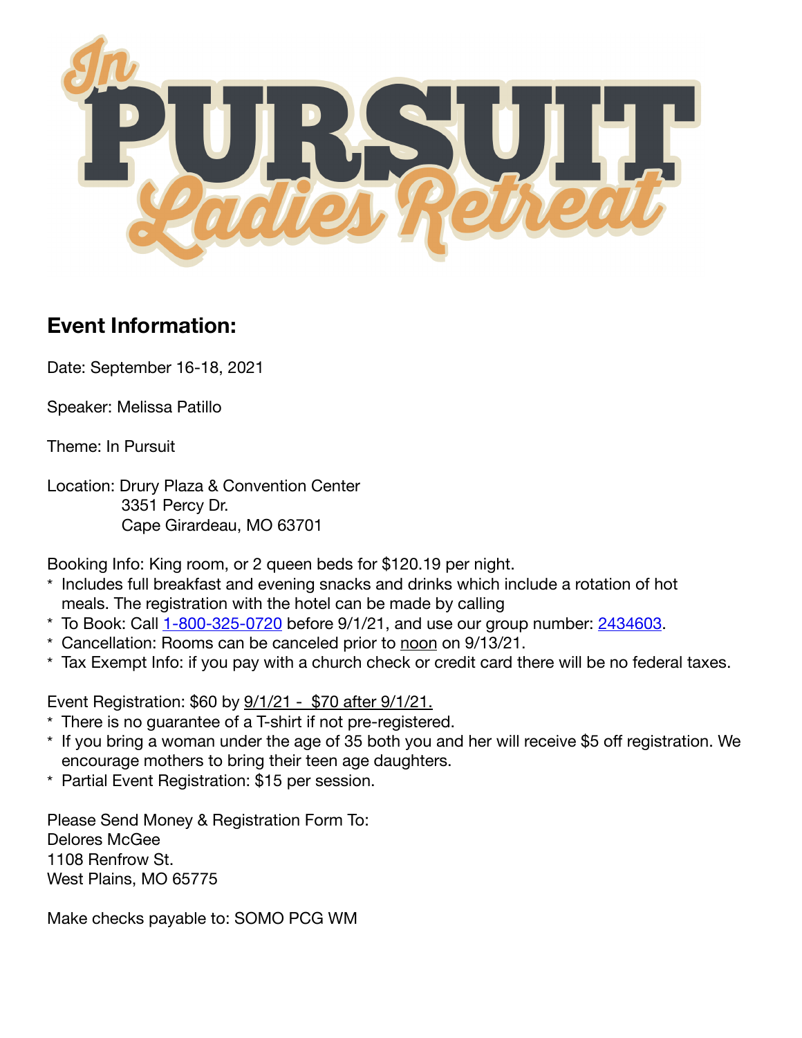# In PURSUIT Ladies Retreat

## Event Information:

Date: September 16-18, 2021

Speaker: Melissa Patillo

Theme: In Pursuit

Location: Drury Plaza & Convention Center
3351 Percy Dr.
Cape Girardeau, MO 63701

Booking Info: King room, or 2 queen beds for $120.19 per night.

* Includes full breakfast and evening snacks and drinks which include a rotation of hot meals. The registration with the hotel can be made by calling
* To Book: Call 1-800-325-0720 before 9/1/21, and use our group number: 2434603.
* Cancellation: Rooms can be canceled prior to noon on 9/13/21.
* Tax Exempt Info: if you pay with a church check or credit card there will be no federal taxes.

Event Registration: $60 by 9/1/21 - $70 after 9/1/21.

* There is no guarantee of a T-shirt if not pre-registered.
* If you bring a woman under the age of 35 both you and her will receive $5 off registration. We encourage mothers to bring their teen age daughters.
* Partial Event Registration: $15 per session.

Please Send Money & Registration Form To:
Delores McGee
1108 Renfrow St.
West Plains, MO 65775

Make checks payable to: SOMO PCG WM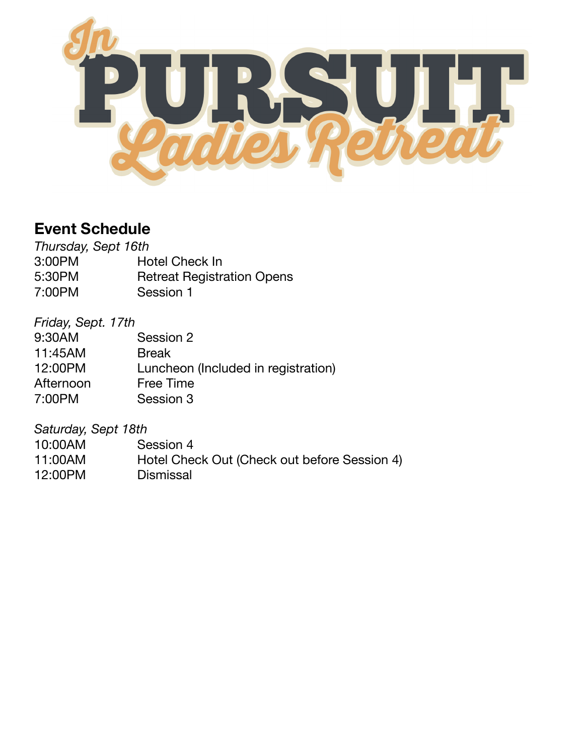# In PURSUIT Ladies Retreat

## Event Schedule

*Thursday, Sept 16th*

| | |
|---|---|
| 3:00PM | Hotel Check In |
| 5:30PM | Retreat Registration Opens |
| 7:00PM | Session 1 |

*Friday, Sept. 17th*

| | |
|---|---|
| 9:30AM | Session 2 |
| 11:45AM | Break |
| 12:00PM | Luncheon (Included in registration) |
| Afternoon | Free Time |
| 7:00PM | Session 3 |

*Saturday, Sept 18th*

| | |
|---|---|
| 10:00AM | Session 4 |
| 11:00AM | Hotel Check Out (Check out before Session 4) |
| 12:00PM | Dismissal |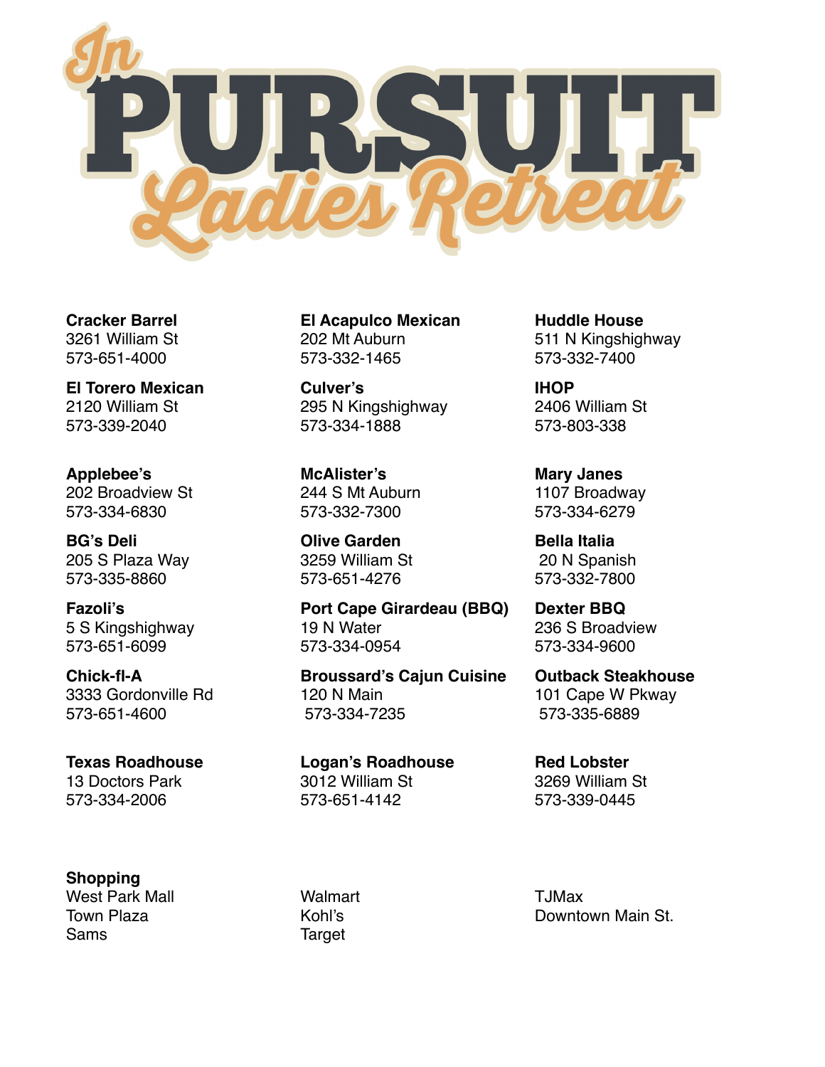# In PURSUIT Ladies Retreat

**Cracker Barrel**
3261 William St
573-651-4000

**El Torero Mexican**
2120 William St
573-339-2040

**Applebee's**
202 Broadview St
573-334-6830

**BG's Deli**
205 S Plaza Way
573-335-8860

**Fazoli's**
5 S Kingshighway
573-651-6099

**Chick-fl-A**
3333 Gordonville Rd
573-651-4600

**Texas Roadhouse**
13 Doctors Park
573-334-2006

**El Acapulco Mexican**
202 Mt Auburn
573-332-1465

**Culver's**
295 N Kingshighway
573-334-1888

**McAlister's**
244 S Mt Auburn
573-332-7300

**Olive Garden**
3259 William St
573-651-4276

**Port Cape Girardeau (BBQ)**
19 N Water
573-334-0954

**Broussard's Cajun Cuisine**
120 N Main
573-334-7235

**Logan's Roadhouse**
3012 William St
573-651-4142

**Huddle House**
511 N Kingshighway
573-332-7400

**IHOP**
2406 William St
573-803-338

**Mary Janes**
1107 Broadway
573-334-6279

**Bella Italia**
20 N Spanish
573-332-7800

**Dexter BBQ**
236 S Broadview
573-334-9600

**Outback Steakhouse**
101 Cape W Pkway
573-335-6889

**Red Lobster**
3269 William St
573-339-0445

**Shopping**
West Park Mall
Town Plaza
Sams
Walmart
Kohl's
Target
TJMax
Downtown Main St.